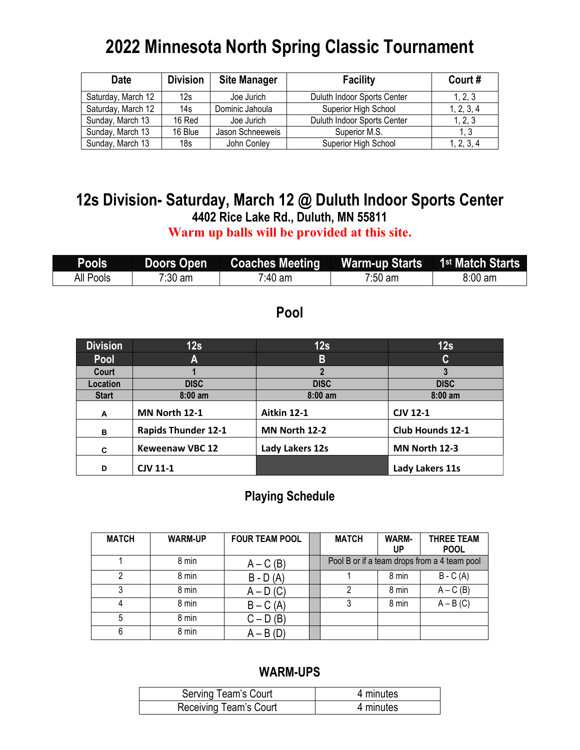# 2022 Minnesota North Spring Classic Tournament

| Date | Division | Site Manager | Facility | Court # |
|---|---|---|---|---|
| Saturday, March 12 | 12s | Joe Jurich | Duluth Indoor Sports Center | 1, 2, 3 |
| Saturday, March 12 | 14s | Dominic Jahoula | Superior High School | 1, 2, 3, 4 |
| Sunday, March 13 | 16 Red | Joe Jurich | Duluth Indoor Sports Center | 1, 2, 3 |
| Sunday, March 13 | 16 Blue | Jason Schneeweis | Superior M.S. | 1, 3 |
| Sunday, March 13 | 18s | John Conley | Superior High School | 1, 2, 3, 4 |

## 12s Division- Saturday, March 12 @ Duluth Indoor Sports Center

### 4402 Rice Lake Rd., Duluth, MN 55811

**Warm up balls will be provided at this site.**

| Pools | Doors Open | Coaches Meeting | Warm-up Starts | 1st Match Starts |
|---|---|---|---|---|
| All Pools | 7:30 am | 7:40 am | 7:50 am | 8:00 am |

## Pool

| Division | 12s | 12s | 12s |
|---|---|---|---|
| Pool | A | B | C |
| Court | 1 | 2 | 3 |
| Location | DISC | DISC | DISC |
| Start | 8:00 am | 8:00 am | 8:00 am |
| A | MN North 12-1 | Aitkin 12-1 | CJV 12-1 |
| B | Rapids Thunder 12-1 | MN North 12-2 | Club Hounds 12-1 |
| C | Keweenaw VBC 12 | Lady Lakers 12s | MN North 12-3 |
| D | CJV 11-1 | | Lady Lakers 11s |

## Playing Schedule

| MATCH | WARM-UP | FOUR TEAM POOL | | MATCH | WARM-UP | THREE TEAM POOL |
|---|---|---|---|---|---|---|
| 1 | 8 min | A – C (B) | | Pool B or if a team drops from a 4 team pool | | |
| 2 | 8 min | B - D (A) | | 1 | 8 min | B - C (A) |
| 3 | 8 min | A – D (C) | | 2 | 8 min | A – C (B) |
| 4 | 8 min | B – C (A) | | 3 | 8 min | A – B (C) |
| 5 | 8 min | C – D (B) | | | | |
| 6 | 8 min | A – B (D) | | | | |

## WARM-UPS

| Serving Team's Court | 4 minutes |
|---|---|
| Receiving Team's Court | 4 minutes |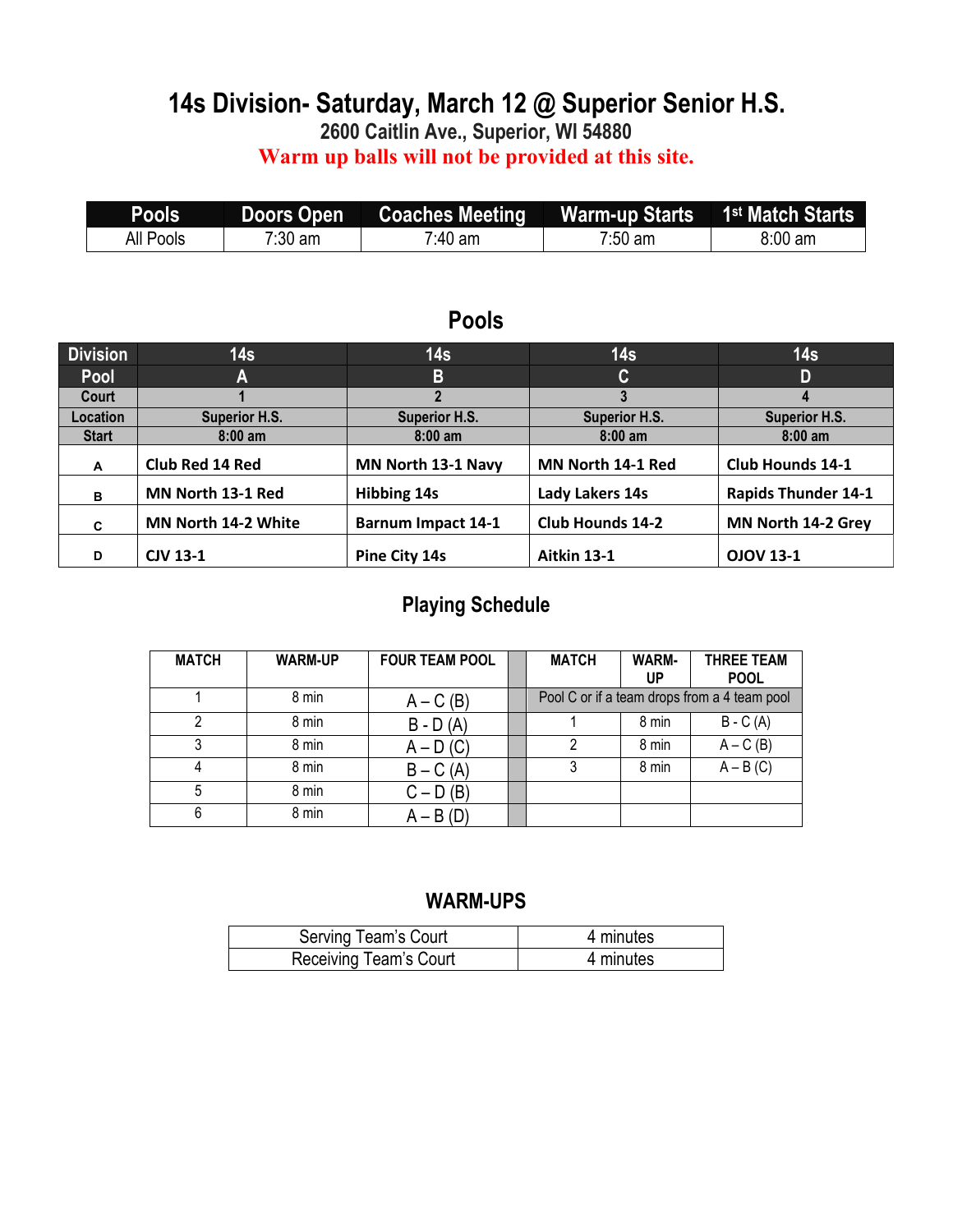# 14s Division- Saturday, March 12 @ Superior Senior H.S.

**2600 Caitlin Ave., Superior, WI 54880**

**Warm up balls will not be provided at this site.**

| Pools | Doors Open | Coaches Meeting | Warm-up Starts | 1st Match Starts |
|---|---|---|---|---|
| All Pools | 7:30 am | 7:40 am | 7:50 am | 8:00 am |

## Pools

| Division | 14s | 14s | 14s | 14s |
|---|---|---|---|---|
| Pool | A | B | C | D |
| Court | 1 | 2 | 3 | 4 |
| Location | Superior H.S. | Superior H.S. | Superior H.S. | Superior H.S. |
| Start | 8:00 am | 8:00 am | 8:00 am | 8:00 am |
| A | Club Red 14 Red | MN North 13-1 Navy | MN North 14-1 Red | Club Hounds 14-1 |
| B | MN North 13-1 Red | Hibbing 14s | Lady Lakers 14s | Rapids Thunder 14-1 |
| C | MN North 14-2 White | Barnum Impact 14-1 | Club Hounds 14-2 | MN North 14-2 Grey |
| D | CJV 13-1 | Pine City 14s | Aitkin 13-1 | OJOV 13-1 |

## Playing Schedule

| MATCH | WARM-UP | FOUR TEAM POOL | | MATCH | WARM-UP | THREE TEAM POOL |
|---|---|---|---|---|---|---|
| 1 | 8 min | A – C (B) | | Pool C or if a team drops from a 4 team pool | | |
| 2 | 8 min | B - D (A) | | 1 | 8 min | B - C (A) |
| 3 | 8 min | A – D (C) | | 2 | 8 min | A – C (B) |
| 4 | 8 min | B – C (A) | | 3 | 8 min | A – B (C) |
| 5 | 8 min | C – D (B) | | | | |
| 6 | 8 min | A – B (D) | | | | |

## WARM-UPS

| Serving Team's Court | 4 minutes |
|---|---|
| Receiving Team's Court | 4 minutes |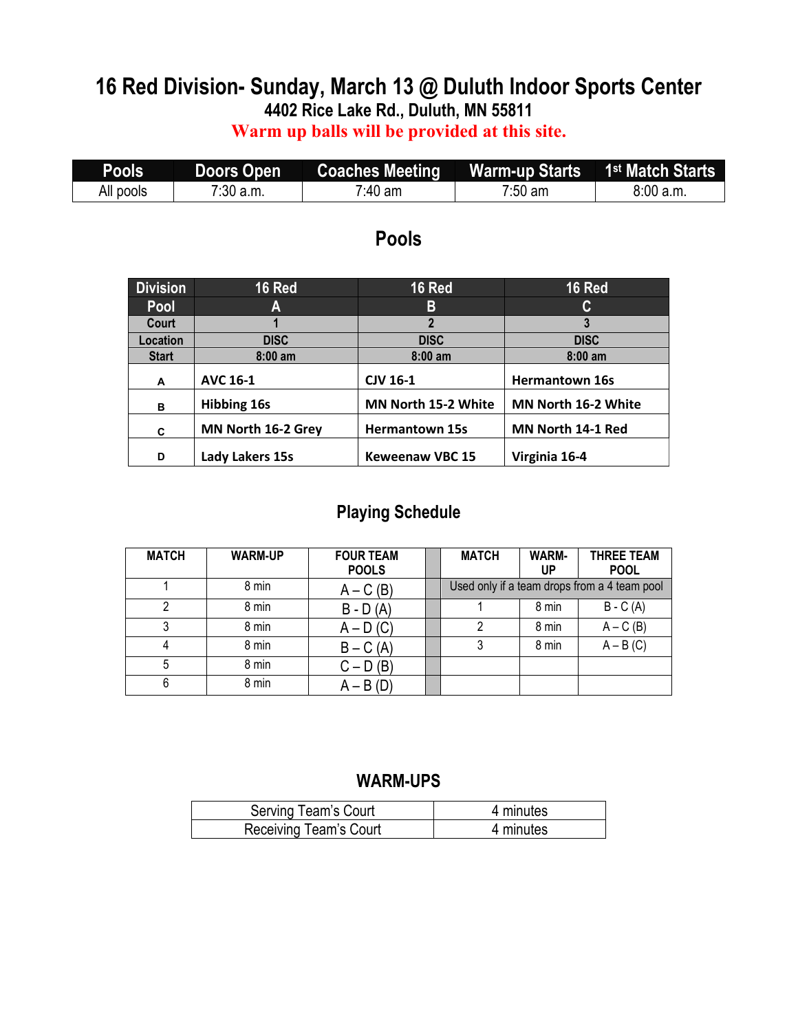# 16 Red Division- Sunday, March 13 @ Duluth Indoor Sports Center

**4402 Rice Lake Rd., Duluth, MN 55811**

**Warm up balls will be provided at this site.**

| Pools | Doors Open | Coaches Meeting | Warm-up Starts | 1st Match Starts |
|---|---|---|---|---|
| All pools | 7:30 a.m. | 7:40 am | 7:50 am | 8:00 a.m. |

## Pools

| Division | 16 Red | 16 Red | 16 Red |
|---|---|---|---|
| Pool | A | B | C |
| Court | 1 | 2 | 3 |
| Location | DISC | DISC | DISC |
| Start | 8:00 am | 8:00 am | 8:00 am |
| A | AVC 16-1 | CJV 16-1 | Hermantown 16s |
| B | Hibbing 16s | MN North 15-2 White | MN North 16-2 White |
| C | MN North 16-2 Grey | Hermantown 15s | MN North 14-1 Red |
| D | Lady Lakers 15s | Keweenaw VBC 15 | Virginia 16-4 |

## Playing Schedule

| MATCH | WARM-UP | FOUR TEAM POOLS | | MATCH | WARM-UP | THREE TEAM POOL |
|---|---|---|---|---|---|---|
| 1 | 8 min | A – C (B) | | Used only if a team drops from a 4 team pool | | |
| 2 | 8 min | B - D (A) | | 1 | 8 min | B - C (A) |
| 3 | 8 min | A – D (C) | | 2 | 8 min | A – C (B) |
| 4 | 8 min | B – C (A) | | 3 | 8 min | A – B (C) |
| 5 | 8 min | C – D (B) | | | | |
| 6 | 8 min | A – B (D) | | | | |

## WARM-UPS

| Serving Team's Court | 4 minutes |
|---|---|
| Receiving Team's Court | 4 minutes |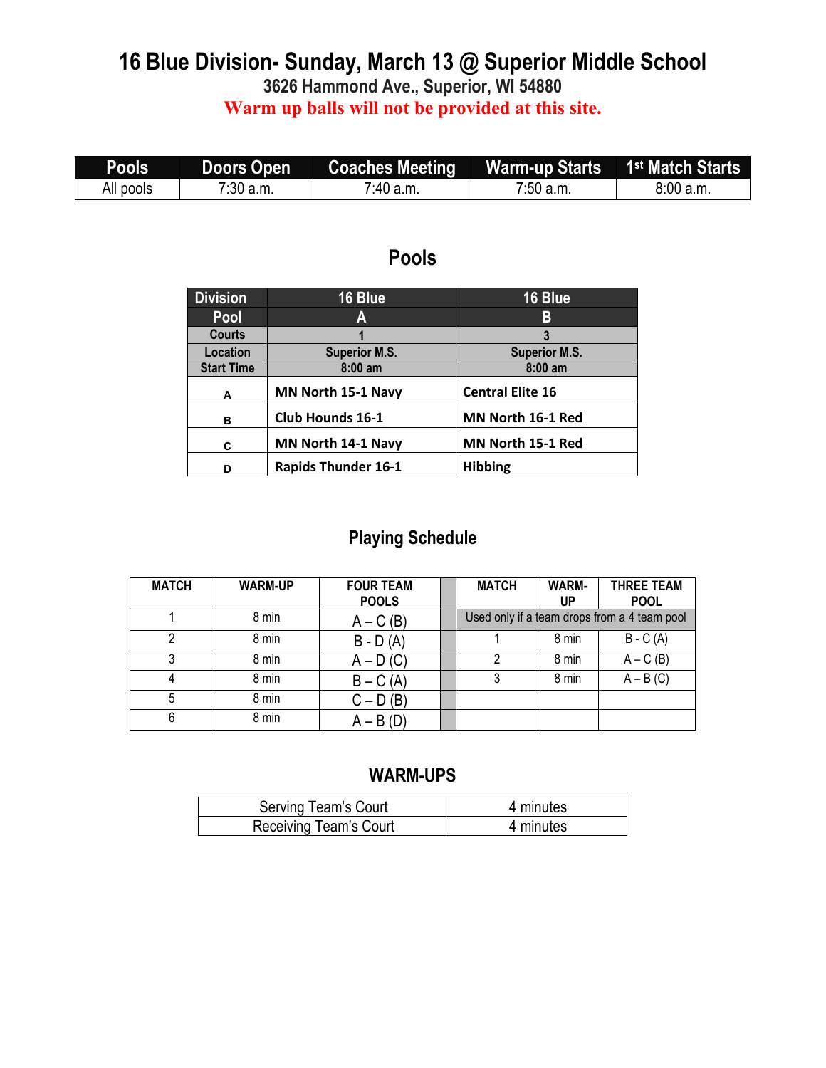# 16 Blue Division- Sunday, March 13 @ Superior Middle School

**3626 Hammond Ave., Superior, WI 54880**

**Warm up balls will not be provided at this site.**

| Pools | Doors Open | Coaches Meeting | Warm-up Starts | 1st Match Starts |
|---|---|---|---|---|
| All pools | 7:30 a.m. | 7:40 a.m. | 7:50 a.m. | 8:00 a.m. |

## Pools

| Division | 16 Blue | 16 Blue |
|---|---|---|
| Pool | A | B |
| Courts | 1 | 3 |
| Location | Superior M.S. | Superior M.S. |
| Start Time | 8:00 am | 8:00 am |
| A | MN North 15-1 Navy | Central Elite 16 |
| B | Club Hounds 16-1 | MN North 16-1 Red |
| C | MN North 14-1 Navy | MN North 15-1 Red |
| D | Rapids Thunder 16-1 | Hibbing |

## Playing Schedule

| MATCH | WARM-UP | FOUR TEAM POOLS | | MATCH | WARM-UP | THREE TEAM POOL |
|---|---|---|---|---|---|---|
| 1 | 8 min | A – C (B) | | Used only if a team drops from a 4 team pool | | |
| 2 | 8 min | B - D (A) | | 1 | 8 min | B - C (A) |
| 3 | 8 min | A – D (C) | | 2 | 8 min | A – C (B) |
| 4 | 8 min | B – C (A) | | 3 | 8 min | A – B (C) |
| 5 | 8 min | C – D (B) | | | | |
| 6 | 8 min | A – B (D) | | | | |

## WARM-UPS

| Serving Team's Court | 4 minutes |
|---|---|
| Receiving Team's Court | 4 minutes |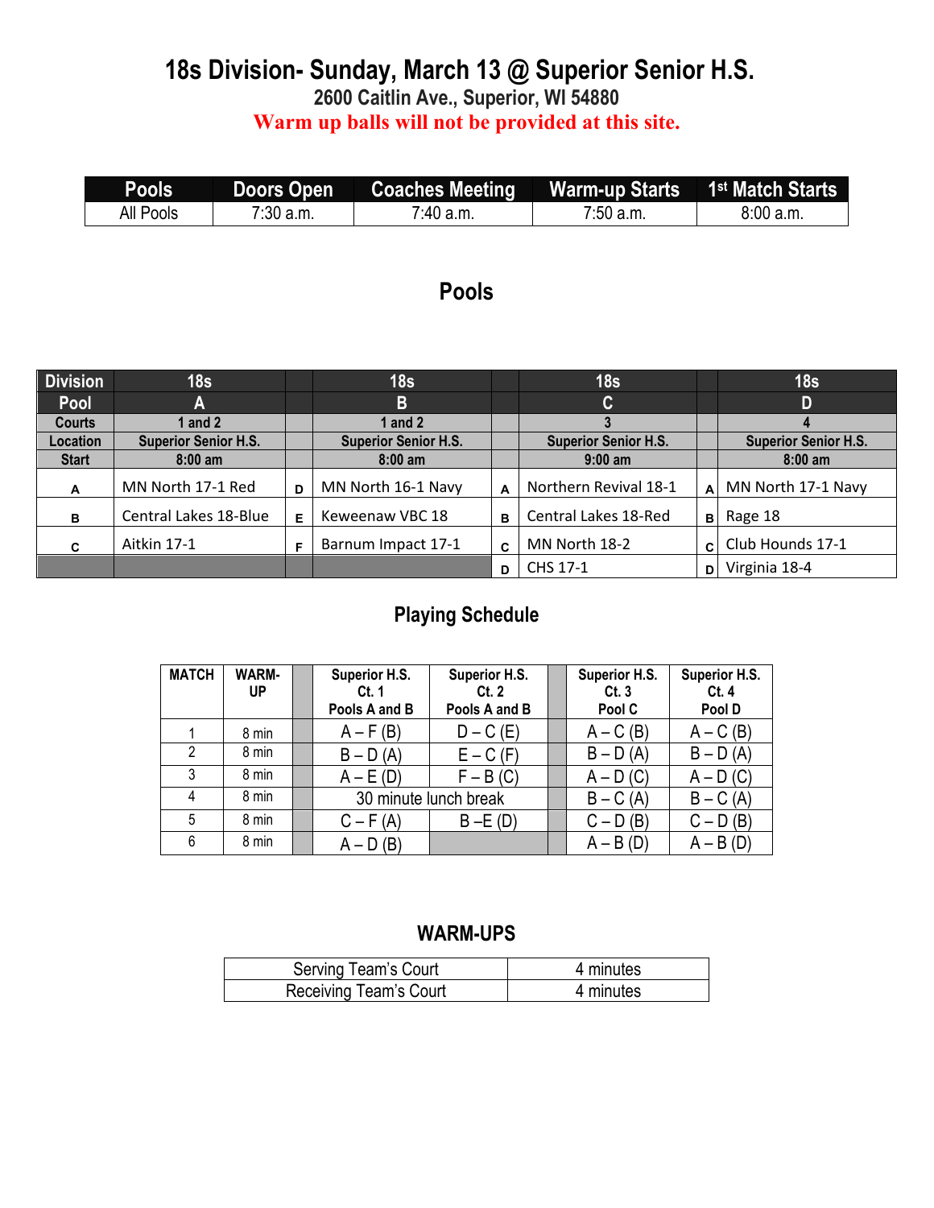# 18s Division- Sunday, March 13 @ Superior Senior H.S.

**2600 Caitlin Ave., Superior, WI 54880**

**Warm up balls will not be provided at this site.**

| Pools | Doors Open | Coaches Meeting | Warm-up Starts | 1st Match Starts |
|---|---|---|---|---|
| All Pools | 7:30 a.m. | 7:40 a.m. | 7:50 a.m. | 8:00 a.m. |

## Pools

| Division | 18s | | 18s | | 18s | | 18s |
|---|---|---|---|---|---|---|---|
| Pool | A | | B | | C | | D |
| Courts | 1 and 2 | | 1 and 2 | | 3 | | 4 |
| Location | Superior Senior H.S. | | Superior Senior H.S. | | Superior Senior H.S. | | Superior Senior H.S. |
| Start | 8:00 am | | 8:00 am | | 9:00 am | | 8:00 am |
| A | MN North 17-1 Red | D | MN North 16-1 Navy | A | Northern Revival 18-1 | A | MN North 17-1 Navy |
| B | Central Lakes 18-Blue | E | Keweenaw VBC 18 | B | Central Lakes 18-Red | B | Rage 18 |
| C | Aitkin 17-1 | F | Barnum Impact 17-1 | C | MN North 18-2 | C | Club Hounds 17-1 |
| | | | | D | CHS 17-1 | D | Virginia 18-4 |

## Playing Schedule

| MATCH | WARM-UP | Superior H.S. Ct. 1 Pools A and B | Superior H.S. Ct. 2 Pools A and B | Superior H.S. Ct. 3 Pool C | Superior H.S. Ct. 4 Pool D |
|---|---|---|---|---|---|
| 1 | 8 min | A – F (B) | D – C (E) | A – C (B) | A – C (B) |
| 2 | 8 min | B – D (A) | E – C (F) | B – D (A) | B – D (A) |
| 3 | 8 min | A – E (D) | F – B (C) | A – D (C) | A – D (C) |
| 4 | 8 min | 30 minute lunch break | | B – C (A) | B – C (A) |
| 5 | 8 min | C – F (A) | B –E (D) | C – D (B) | C – D (B) |
| 6 | 8 min | A – D (B) | | A – B (D) | A – B (D) |

## WARM-UPS

| Serving Team's Court | 4 minutes |
|---|---|
| Receiving Team's Court | 4 minutes |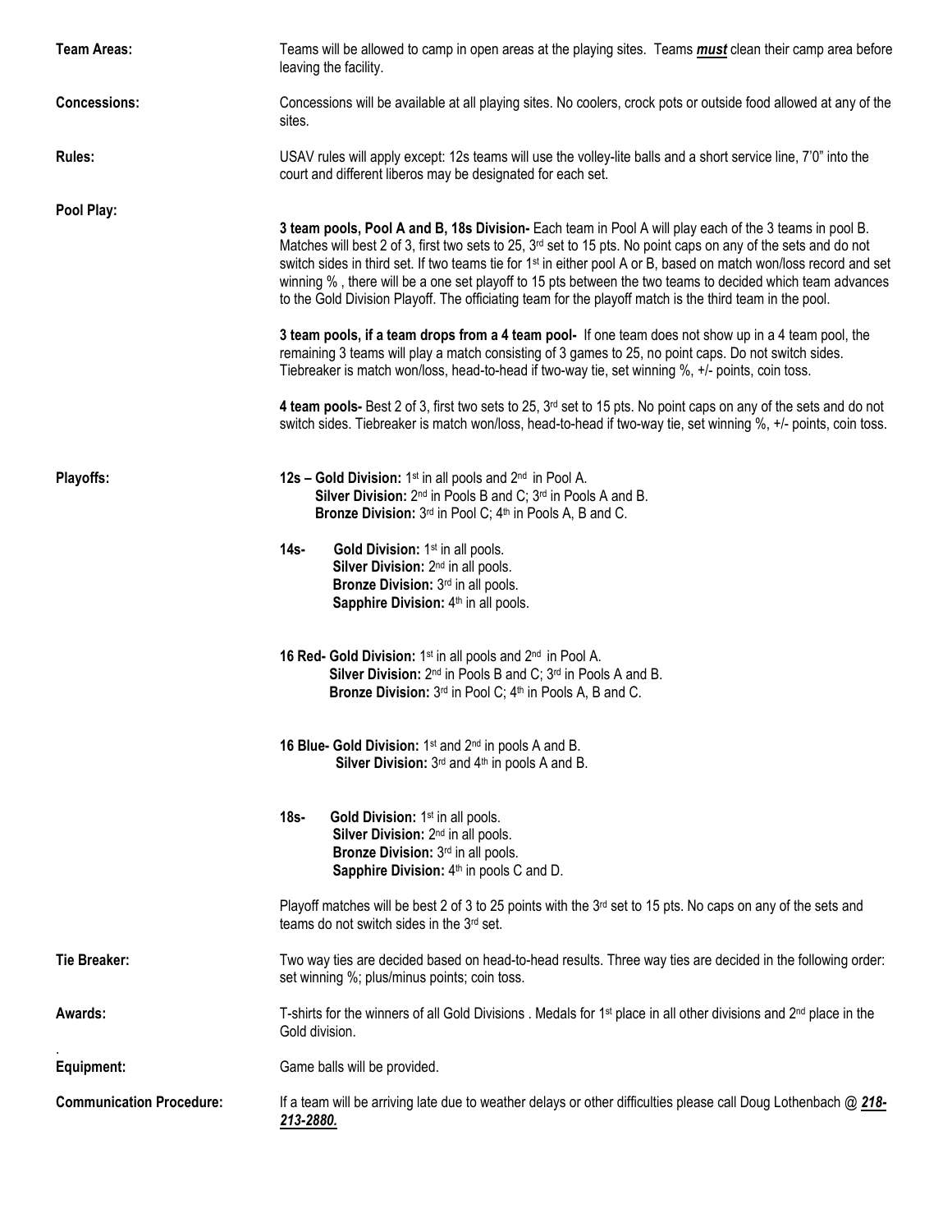**Team Areas:** Teams will be allowed to camp in open areas at the playing sites. Teams ***must*** clean their camp area before leaving the facility.

**Concessions:** Concessions will be available at all playing sites. No coolers, crock pots or outside food allowed at any of the sites.

**Rules:** USAV rules will apply except: 12s teams will use the volley-lite balls and a short service line, 7'0" into the court and different liberos may be designated for each set.

**Pool Play:**

**3 team pools, Pool A and B, 18s Division-** Each team in Pool A will play each of the 3 teams in pool B. Matches will best 2 of 3, first two sets to 25, 3rd set to 15 pts. No point caps on any of the sets and do not switch sides in third set. If two teams tie for 1st in either pool A or B, based on match won/loss record and set winning % , there will be a one set playoff to 15 pts between the two teams to decided which team advances to the Gold Division Playoff. The officiating team for the playoff match is the third team in the pool.

**3 team pools, if a team drops from a 4 team pool-** If one team does not show up in a 4 team pool, the remaining 3 teams will play a match consisting of 3 games to 25, no point caps. Do not switch sides. Tiebreaker is match won/loss, head-to-head if two-way tie, set winning %, +/- points, coin toss.

**4 team pools-** Best 2 of 3, first two sets to 25, 3rd set to 15 pts. No point caps on any of the sets and do not switch sides. Tiebreaker is match won/loss, head-to-head if two-way tie, set winning %, +/- points, coin toss.

**Playoffs:**

**12s – Gold Division:** 1st in all pools and 2nd in Pool A.
**Silver Division:** 2nd in Pools B and C; 3rd in Pools A and B.
**Bronze Division:** 3rd in Pool C; 4th in Pools A, B and C.

**14s-** **Gold Division:** 1st in all pools.
**Silver Division:** 2nd in all pools.
**Bronze Division:** 3rd in all pools.
**Sapphire Division:** 4th in all pools.

**16 Red- Gold Division:** 1st in all pools and 2nd in Pool A.
**Silver Division:** 2nd in Pools B and C; 3rd in Pools A and B.
**Bronze Division:** 3rd in Pool C; 4th in Pools A, B and C.

**16 Blue- Gold Division:** 1st and 2nd in pools A and B.
**Silver Division:** 3rd and 4th in pools A and B.

**18s-** **Gold Division:** 1st in all pools.
**Silver Division:** 2nd in all pools.
**Bronze Division:** 3rd in all pools.
**Sapphire Division:** 4th in pools C and D.

Playoff matches will be best 2 of 3 to 25 points with the 3rd set to 15 pts. No caps on any of the sets and teams do not switch sides in the 3rd set.

**Tie Breaker:** Two way ties are decided based on head-to-head results. Three way ties are decided in the following order: set winning %; plus/minus points; coin toss.

**Awards:** T-shirts for the winners of all Gold Divisions . Medals for 1st place in all other divisions and 2nd place in the Gold division.

**Equipment:** Game balls will be provided.

**Communication Procedure:** If a team will be arriving late due to weather delays or other difficulties please call Doug Lothenbach @ ***218-213-2880.***